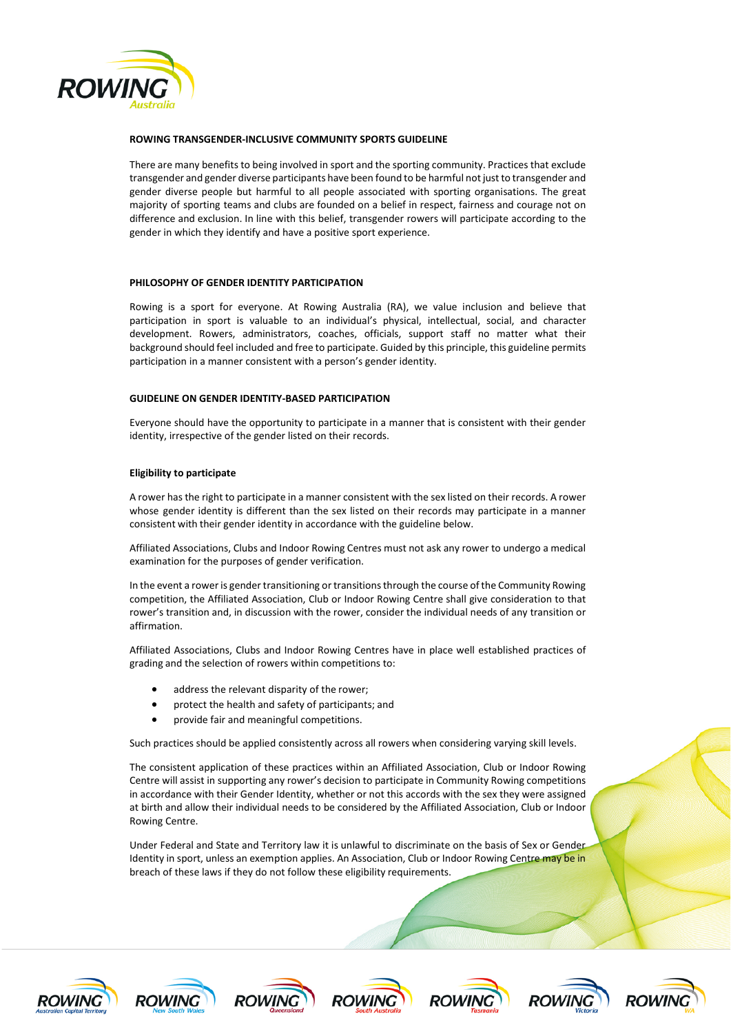# ROWING TRANSGENDER-INCLUSIVE COMMUNITY SPORTS GUIDELINE

There are many benefits to being involved in sport and the sporting community. Practices that exclude transgender and gender diverse participants have been found to be harmful not just to transgender and gender diverse people but harmful to all people associated with sporting organisations. The great majority of sporting teams and clubs are founded on a belief in respect, fairness and courage not on difference and exclusion. In line with this belief, transgender rowers will participate according to the gender in which they identify and have a positive sport experience.

## PHILOSOPHY OF GENDER IDENTITY PARTICIPATION

Rowing is a sport for everyone. At Rowing Australia (RA), we value inclusion and believe that participation in sport is valuable to an individual's physical, intellectual, social, and character development. Rowers, administrators, coaches, officials, support staff no matter what their background should feel included and free to participate. Guided by this principle, this guideline permits participation in a manner consistent with a person's gender identity.

## GUIDELINE ON GENDER IDENTITY-BASED PARTICIPATION

Everyone should have the opportunity to participate in a manner that is consistent with their gender identity, irrespective of the gender listed on their records.

### Eligibility to participate

A rower has the right to participate in a manner consistent with the sex listed on their records. A rower whose gender identity is different than the sex listed on their records may participate in a manner consistent with their gender identity in accordance with the guideline below.

Affiliated Associations, Clubs and Indoor Rowing Centres must not ask any rower to undergo a medical examination for the purposes of gender verification.

In the event a rower is gender transitioning or transitions through the course of the Community Rowing competition, the Affiliated Association, Club or Indoor Rowing Centre shall give consideration to that rower's transition and, in discussion with the rower, consider the individual needs of any transition or affirmation.

Affiliated Associations, Clubs and Indoor Rowing Centres have in place well established practices of grading and the selection of rowers within competitions to:

- address the relevant disparity of the rower;
- protect the health and safety of participants; and
- provide fair and meaningful competitions.

Such practices should be applied consistently across all rowers when considering varying skill levels.

The consistent application of these practices within an Affiliated Association, Club or Indoor Rowing Centre will assist in supporting any rower's decision to participate in Community Rowing competitions in accordance with their Gender Identity, whether or not this accords with the sex they were assigned at birth and allow their individual needs to be considered by the Affiliated Association, Club or Indoor Rowing Centre.

Under Federal and State and Territory law it is unlawful to discriminate on the basis of Sex or Gender Identity in sport, unless an exemption applies. An Association, Club or Indoor Rowing Centre may be in breach of these laws if they do not follow these eligibility requirements.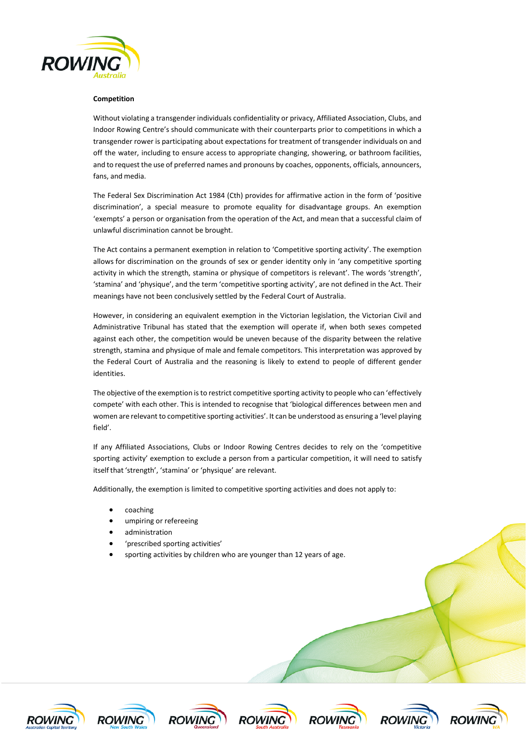**Competition**

Without violating a transgender individuals confidentiality or privacy, Affiliated Association, Clubs, and Indoor Rowing Centre's should communicate with their counterparts prior to competitions in which a transgender rower is participating about expectations for treatment of transgender individuals on and off the water, including to ensure access to appropriate changing, showering, or bathroom facilities, and to request the use of preferred names and pronouns by coaches, opponents, officials, announcers, fans, and media.

The Federal Sex Discrimination Act 1984 (Cth) provides for affirmative action in the form of 'positive discrimination', a special measure to promote equality for disadvantage groups. An exemption 'exempts' a person or organisation from the operation of the Act, and mean that a successful claim of unlawful discrimination cannot be brought.

The Act contains a permanent exemption in relation to 'Competitive sporting activity'. The exemption allows for discrimination on the grounds of sex or gender identity only in 'any competitive sporting activity in which the strength, stamina or physique of competitors is relevant'. The words 'strength', 'stamina' and 'physique', and the term 'competitive sporting activity', are not defined in the Act. Their meanings have not been conclusively settled by the Federal Court of Australia.

However, in considering an equivalent exemption in the Victorian legislation, the Victorian Civil and Administrative Tribunal has stated that the exemption will operate if, when both sexes competed against each other, the competition would be uneven because of the disparity between the relative strength, stamina and physique of male and female competitors. This interpretation was approved by the Federal Court of Australia and the reasoning is likely to extend to people of different gender identities.

The objective of the exemption is to restrict competitive sporting activity to people who can 'effectively compete' with each other. This is intended to recognise that 'biological differences between men and women are relevant to competitive sporting activities'. It can be understood as ensuring a 'level playing field'.

If any Affiliated Associations, Clubs or Indoor Rowing Centres decides to rely on the 'competitive sporting activity' exemption to exclude a person from a particular competition, it will need to satisfy itself that 'strength', 'stamina' or 'physique' are relevant.

Additionally, the exemption is limited to competitive sporting activities and does not apply to:

- coaching
- umpiring or refereeing
- administration
- 'prescribed sporting activities'
- sporting activities by children who are younger than 12 years of age.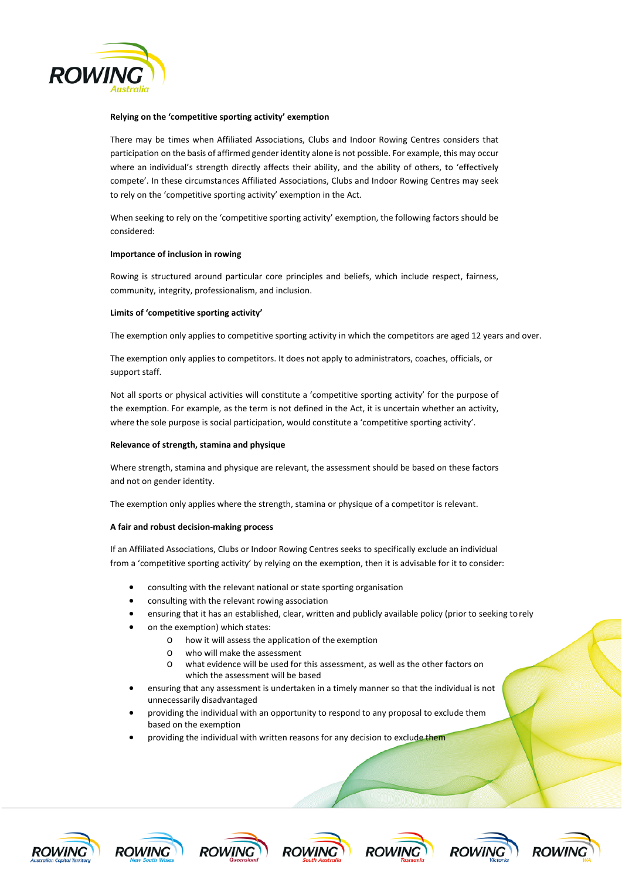**Relying on the 'competitive sporting activity' exemption**

There may be times when Affiliated Associations, Clubs and Indoor Rowing Centres considers that participation on the basis of affirmed gender identity alone is not possible. For example, this may occur where an individual's strength directly affects their ability, and the ability of others, to 'effectively compete'. In these circumstances Affiliated Associations, Clubs and Indoor Rowing Centres may seek to rely on the 'competitive sporting activity' exemption in the Act.

When seeking to rely on the 'competitive sporting activity' exemption, the following factors should be considered:

**Importance of inclusion in rowing**

Rowing is structured around particular core principles and beliefs, which include respect, fairness, community, integrity, professionalism, and inclusion.

**Limits of 'competitive sporting activity'**

The exemption only applies to competitive sporting activity in which the competitors are aged 12 years and over.

The exemption only applies to competitors. It does not apply to administrators, coaches, officials, or support staff.

Not all sports or physical activities will constitute a 'competitive sporting activity' for the purpose of the exemption. For example, as the term is not defined in the Act, it is uncertain whether an activity, where the sole purpose is social participation, would constitute a 'competitive sporting activity'.

**Relevance of strength, stamina and physique**

Where strength, stamina and physique are relevant, the assessment should be based on these factors and not on gender identity.

The exemption only applies where the strength, stamina or physique of a competitor is relevant.

**A fair and robust decision-making process**

If an Affiliated Associations, Clubs or Indoor Rowing Centres seeks to specifically exclude an individual from a 'competitive sporting activity' by relying on the exemption, then it is advisable for it to consider:

- consulting with the relevant national or state sporting organisation
- consulting with the relevant rowing association
- ensuring that it has an established, clear, written and publicly available policy (prior to seeking to rely
- on the exemption) which states:
  - how it will assess the application of the exemption
  - who will make the assessment
  - what evidence will be used for this assessment, as well as the other factors on which the assessment will be based
- ensuring that any assessment is undertaken in a timely manner so that the individual is not unnecessarily disadvantaged
- providing the individual with an opportunity to respond to any proposal to exclude them based on the exemption
- providing the individual with written reasons for any decision to exclude them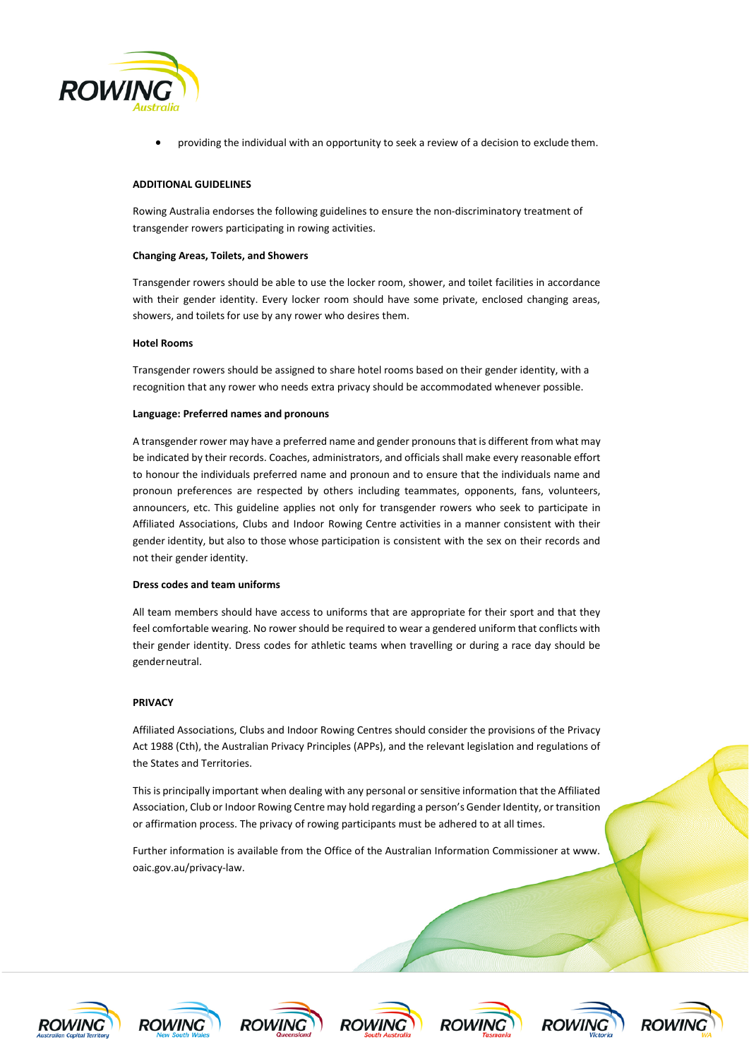- providing the individual with an opportunity to seek a review of a decision to exclude them.

**ADDITIONAL GUIDELINES**

Rowing Australia endorses the following guidelines to ensure the non-discriminatory treatment of transgender rowers participating in rowing activities.

**Changing Areas, Toilets, and Showers**

Transgender rowers should be able to use the locker room, shower, and toilet facilities in accordance with their gender identity. Every locker room should have some private, enclosed changing areas, showers, and toilets for use by any rower who desires them.

**Hotel Rooms**

Transgender rowers should be assigned to share hotel rooms based on their gender identity, with a recognition that any rower who needs extra privacy should be accommodated whenever possible.

**Language: Preferred names and pronouns**

A transgender rower may have a preferred name and gender pronouns that is different from what may be indicated by their records. Coaches, administrators, and officials shall make every reasonable effort to honour the individuals preferred name and pronoun and to ensure that the individuals name and pronoun preferences are respected by others including teammates, opponents, fans, volunteers, announcers, etc. This guideline applies not only for transgender rowers who seek to participate in Affiliated Associations, Clubs and Indoor Rowing Centre activities in a manner consistent with their gender identity, but also to those whose participation is consistent with the sex on their records and not their gender identity.

**Dress codes and team uniforms**

All team members should have access to uniforms that are appropriate for their sport and that they feel comfortable wearing. No rower should be required to wear a gendered uniform that conflicts with their gender identity. Dress codes for athletic teams when travelling or during a race day should be genderneutral.

**PRIVACY**

Affiliated Associations, Clubs and Indoor Rowing Centres should consider the provisions of the Privacy Act 1988 (Cth), the Australian Privacy Principles (APPs), and the relevant legislation and regulations of the States and Territories.

This is principally important when dealing with any personal or sensitive information that the Affiliated Association, Club or Indoor Rowing Centre may hold regarding a person's Gender Identity, or transition or affirmation process. The privacy of rowing participants must be adhered to at all times.

Further information is available from the Office of the Australian Information Commissioner at www. oaic.gov.au/privacy-law.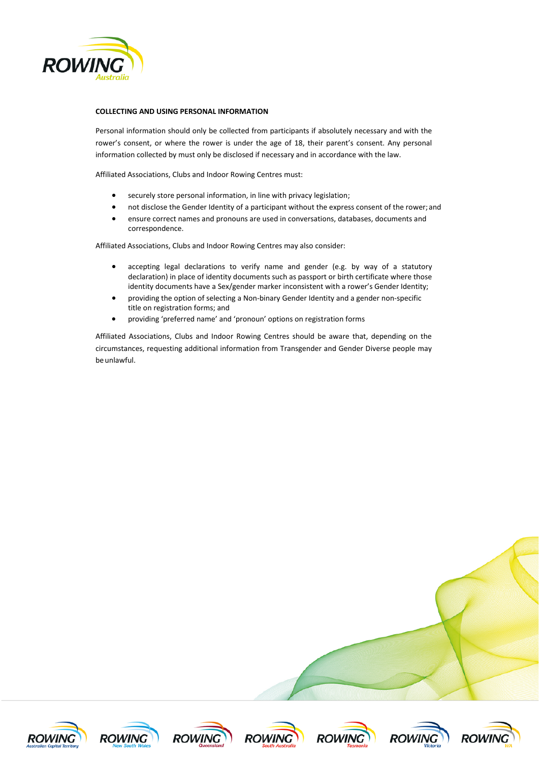**COLLECTING AND USING PERSONAL INFORMATION**

Personal information should only be collected from participants if absolutely necessary and with the rower's consent, or where the rower is under the age of 18, their parent's consent. Any personal information collected by must only be disclosed if necessary and in accordance with the law.

Affiliated Associations, Clubs and Indoor Rowing Centres must:

- securely store personal information, in line with privacy legislation;
- not disclose the Gender Identity of a participant without the express consent of the rower; and
- ensure correct names and pronouns are used in conversations, databases, documents and correspondence.

Affiliated Associations, Clubs and Indoor Rowing Centres may also consider:

- accepting legal declarations to verify name and gender (e.g. by way of a statutory declaration) in place of identity documents such as passport or birth certificate where those identity documents have a Sex/gender marker inconsistent with a rower's Gender Identity;
- providing the option of selecting a Non-binary Gender Identity and a gender non-specific title on registration forms; and
- providing 'preferred name' and 'pronoun' options on registration forms

Affiliated Associations, Clubs and Indoor Rowing Centres should be aware that, depending on the circumstances, requesting additional information from Transgender and Gender Diverse people may be unlawful.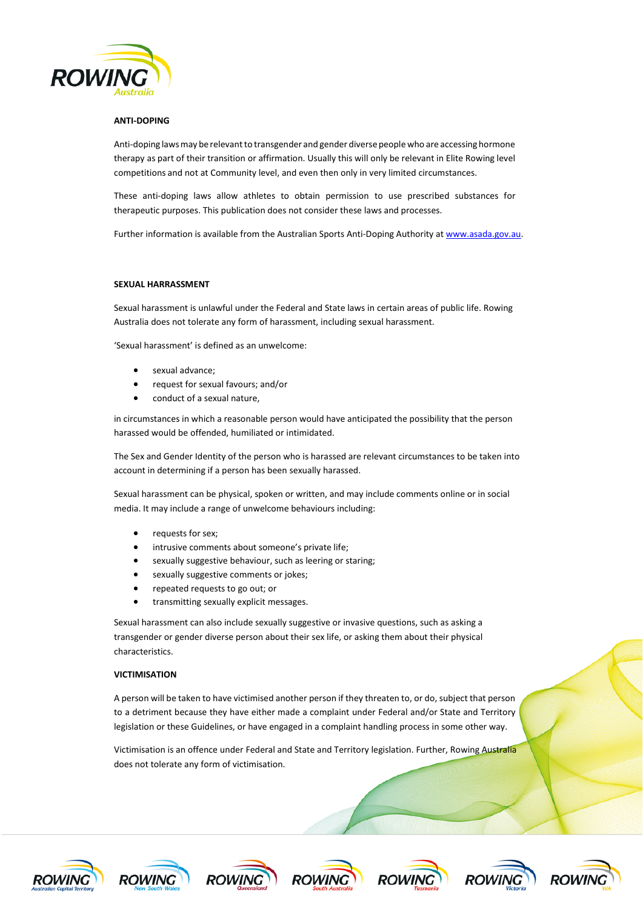## ANTI-DOPING

Anti-doping laws may be relevant to transgender and gender diverse people who are accessing hormone therapy as part of their transition or affirmation. Usually this will only be relevant in Elite Rowing level competitions and not at Community level, and even then only in very limited circumstances.

These anti-doping laws allow athletes to obtain permission to use prescribed substances for therapeutic purposes. This publication does not consider these laws and processes.

Further information is available from the Australian Sports Anti-Doping Authority at www.asada.gov.au.

## SEXUAL HARRASSMENT

Sexual harassment is unlawful under the Federal and State laws in certain areas of public life. Rowing Australia does not tolerate any form of harassment, including sexual harassment.

'Sexual harassment' is defined as an unwelcome:

- sexual advance;
- request for sexual favours; and/or
- conduct of a sexual nature,

in circumstances in which a reasonable person would have anticipated the possibility that the person harassed would be offended, humiliated or intimidated.

The Sex and Gender Identity of the person who is harassed are relevant circumstances to be taken into account in determining if a person has been sexually harassed.

Sexual harassment can be physical, spoken or written, and may include comments online or in social media. It may include a range of unwelcome behaviours including:

- requests for sex;
- intrusive comments about someone's private life;
- sexually suggestive behaviour, such as leering or staring;
- sexually suggestive comments or jokes;
- repeated requests to go out; or
- transmitting sexually explicit messages.

Sexual harassment can also include sexually suggestive or invasive questions, such as asking a transgender or gender diverse person about their sex life, or asking them about their physical characteristics.

## VICTIMISATION

A person will be taken to have victimised another person if they threaten to, or do, subject that person to a detriment because they have either made a complaint under Federal and/or State and Territory legislation or these Guidelines, or have engaged in a complaint handling process in some other way.

Victimisation is an offence under Federal and State and Territory legislation. Further, Rowing Australia does not tolerate any form of victimisation.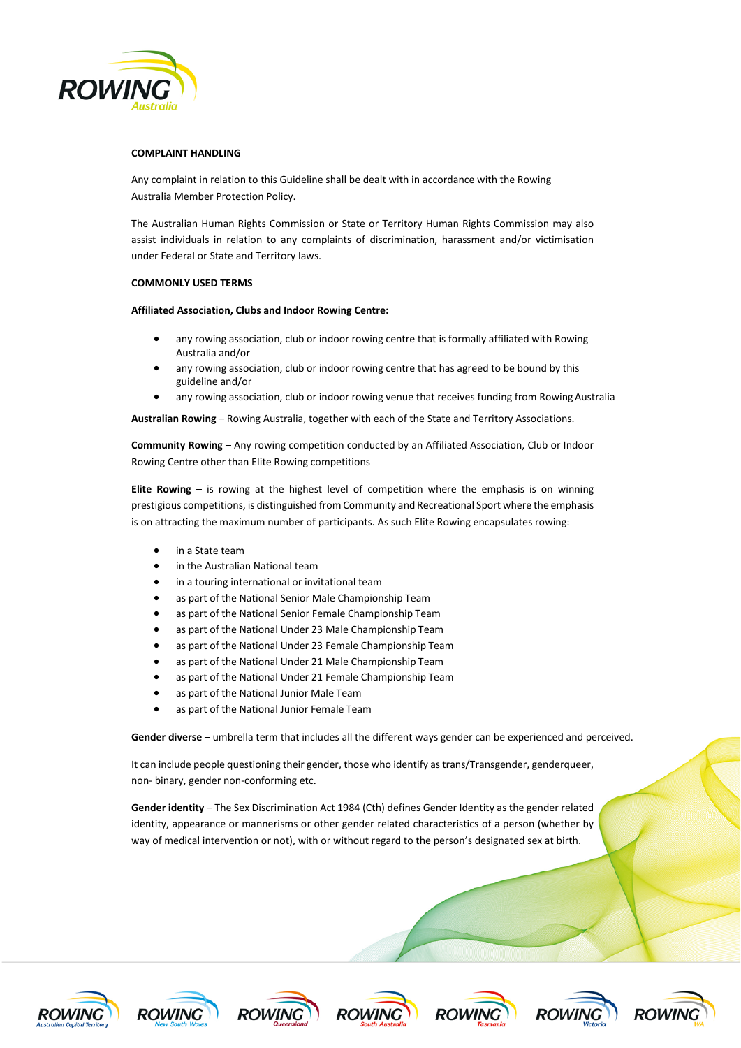**COMPLAINT HANDLING**

Any complaint in relation to this Guideline shall be dealt with in accordance with the Rowing Australia Member Protection Policy.

The Australian Human Rights Commission or State or Territory Human Rights Commission may also assist individuals in relation to any complaints of discrimination, harassment and/or victimisation under Federal or State and Territory laws.

**COMMONLY USED TERMS**

**Affiliated Association, Clubs and Indoor Rowing Centre:**

- any rowing association, club or indoor rowing centre that is formally affiliated with Rowing Australia and/or
- any rowing association, club or indoor rowing centre that has agreed to be bound by this guideline and/or
- any rowing association, club or indoor rowing venue that receives funding from Rowing Australia

**Australian Rowing** – Rowing Australia, together with each of the State and Territory Associations.

**Community Rowing** – Any rowing competition conducted by an Affiliated Association, Club or Indoor Rowing Centre other than Elite Rowing competitions

**Elite Rowing** – is rowing at the highest level of competition where the emphasis is on winning prestigious competitions, is distinguished from Community and Recreational Sport where the emphasis is on attracting the maximum number of participants. As such Elite Rowing encapsulates rowing:

- in a State team
- in the Australian National team
- in a touring international or invitational team
- as part of the National Senior Male Championship Team
- as part of the National Senior Female Championship Team
- as part of the National Under 23 Male Championship Team
- as part of the National Under 23 Female Championship Team
- as part of the National Under 21 Male Championship Team
- as part of the National Under 21 Female Championship Team
- as part of the National Junior Male Team
- as part of the National Junior Female Team

**Gender diverse** – umbrella term that includes all the different ways gender can be experienced and perceived.

It can include people questioning their gender, those who identify as trans/Transgender, genderqueer, non- binary, gender non-conforming etc.

**Gender identity** – The Sex Discrimination Act 1984 (Cth) defines Gender Identity as the gender related identity, appearance or mannerisms or other gender related characteristics of a person (whether by way of medical intervention or not), with or without regard to the person's designated sex at birth.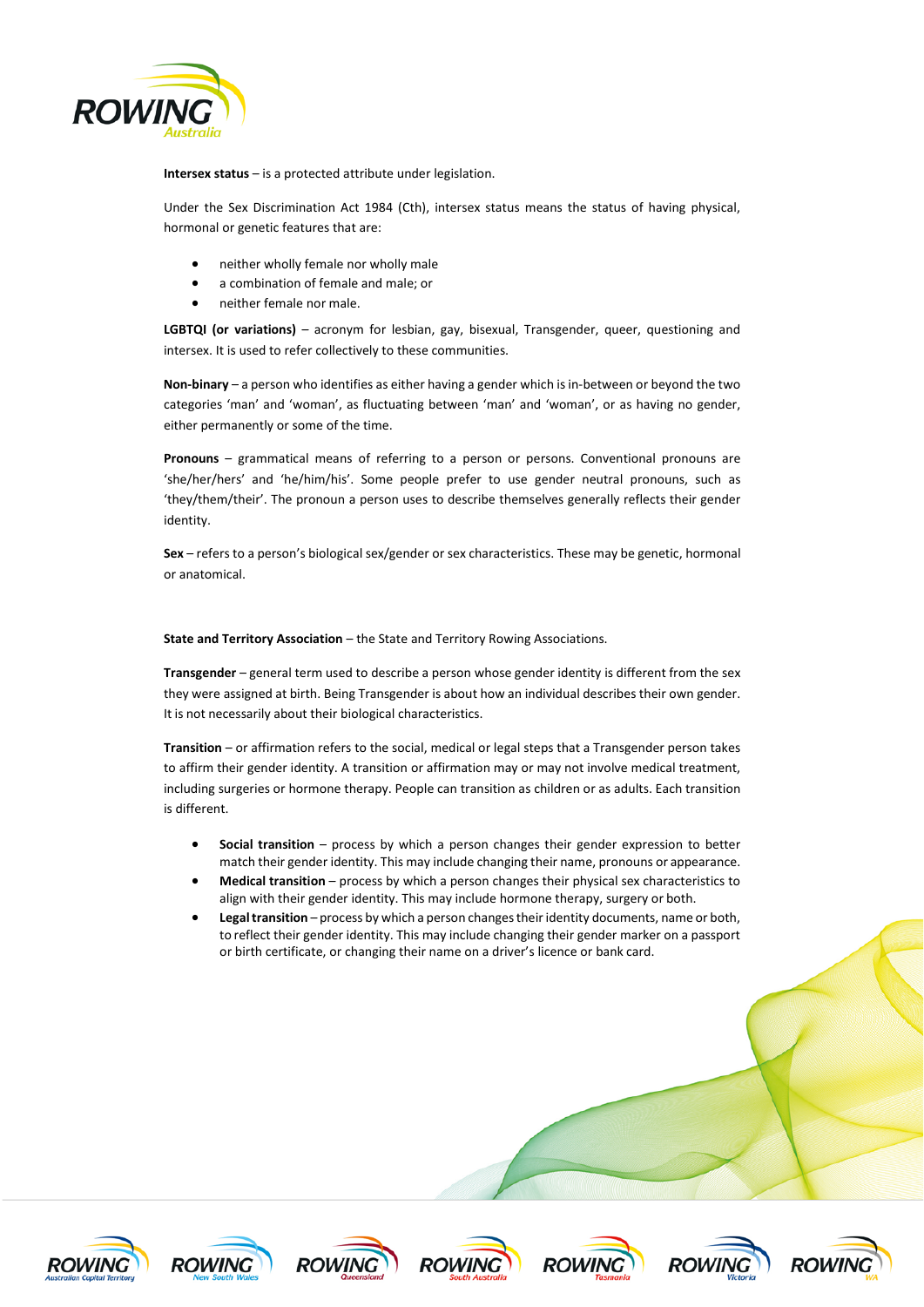**Intersex status** – is a protected attribute under legislation.

Under the Sex Discrimination Act 1984 (Cth), intersex status means the status of having physical, hormonal or genetic features that are:

- neither wholly female nor wholly male
- a combination of female and male; or
- neither female nor male.

**LGBTQI (or variations)** – acronym for lesbian, gay, bisexual, Transgender, queer, questioning and intersex. It is used to refer collectively to these communities.

**Non-binary** – a person who identifies as either having a gender which is in-between or beyond the two categories 'man' and 'woman', as fluctuating between 'man' and 'woman', or as having no gender, either permanently or some of the time.

**Pronouns** – grammatical means of referring to a person or persons. Conventional pronouns are 'she/her/hers' and 'he/him/his'. Some people prefer to use gender neutral pronouns, such as 'they/them/their'. The pronoun a person uses to describe themselves generally reflects their gender identity.

**Sex** – refers to a person's biological sex/gender or sex characteristics. These may be genetic, hormonal or anatomical.

**State and Territory Association** – the State and Territory Rowing Associations.

**Transgender** – general term used to describe a person whose gender identity is different from the sex they were assigned at birth. Being Transgender is about how an individual describes their own gender. It is not necessarily about their biological characteristics.

**Transition** – or affirmation refers to the social, medical or legal steps that a Transgender person takes to affirm their gender identity. A transition or affirmation may or may not involve medical treatment, including surgeries or hormone therapy. People can transition as children or as adults. Each transition is different.

- **Social transition** – process by which a person changes their gender expression to better match their gender identity. This may include changing their name, pronouns or appearance.
- **Medical transition** – process by which a person changes their physical sex characteristics to align with their gender identity. This may include hormone therapy, surgery or both.
- **Legal transition** – process by which a person changes their identity documents, name or both, to reflect their gender identity. This may include changing their gender marker on a passport or birth certificate, or changing their name on a driver's licence or bank card.